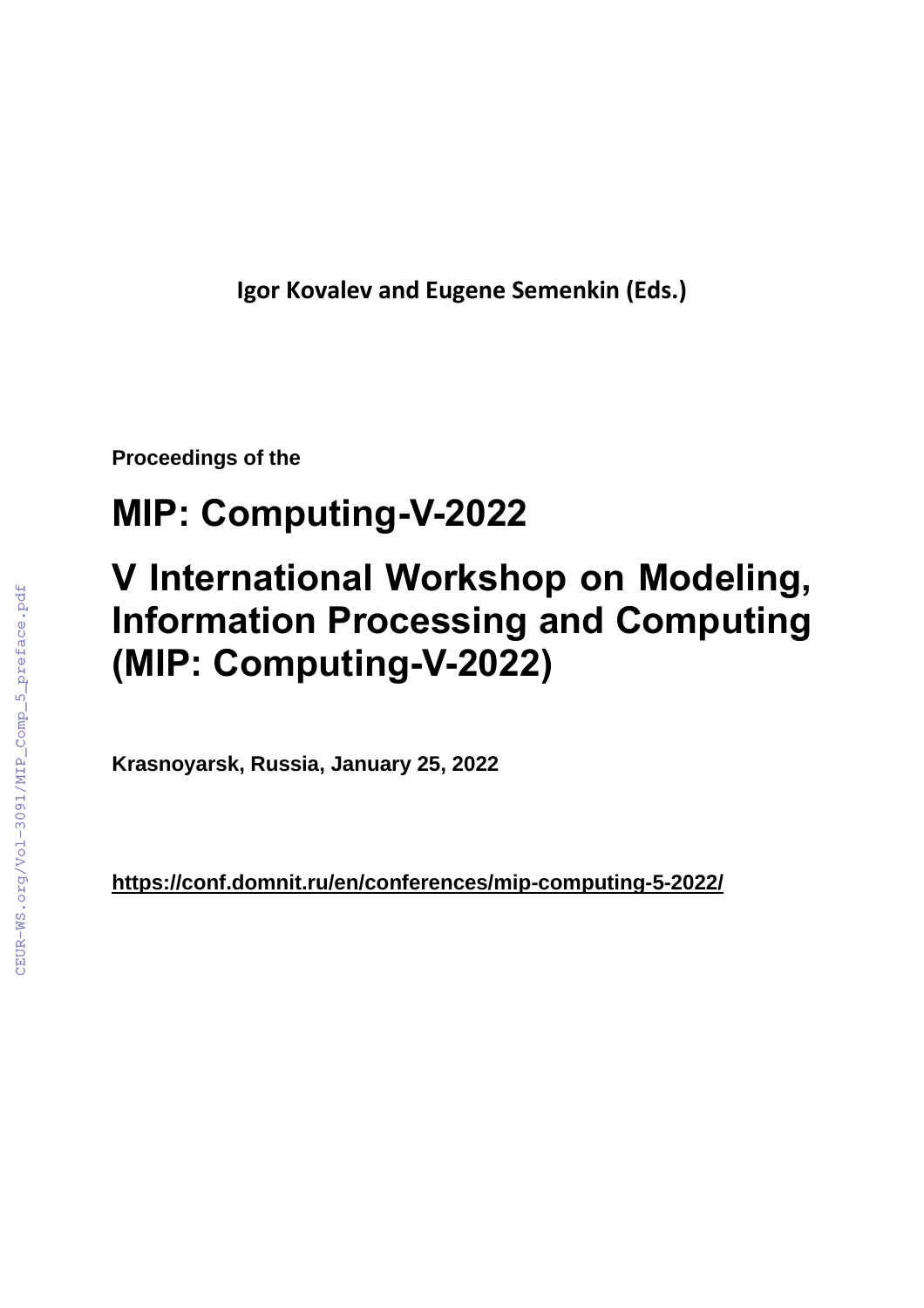**Igor Kovalev and Eugene Semenkin (Eds.)**

**Proceedings of the**

# MIP: Computing-V-2022

# V International Workshop on Modeling, Information Processing and Computing (MIP: Computing-V-2022)

**Krasnoyarsk, Russia, January 25, 2022**

**https://conf.domnit.ru/en/conferences/mip-computing-5-2022/**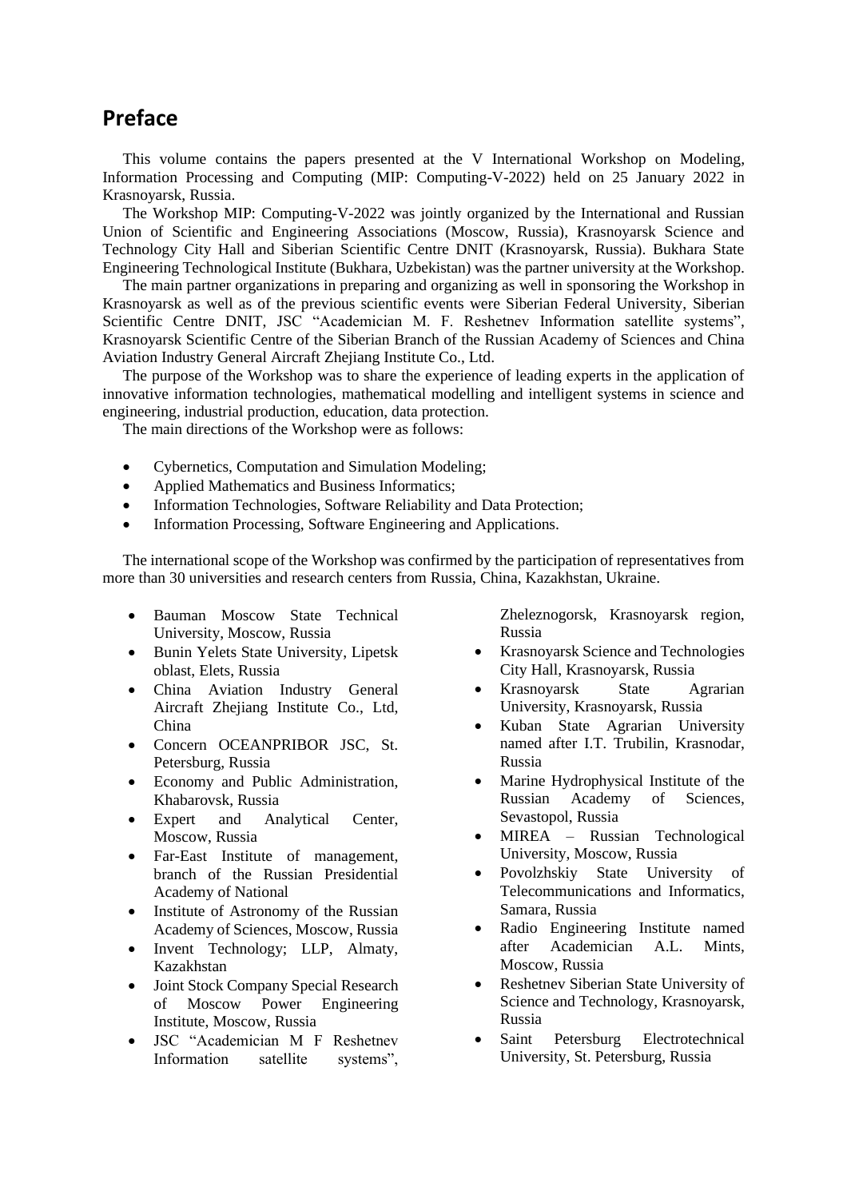# Preface

This volume contains the papers presented at the V International Workshop on Modeling, Information Processing and Computing (MIP: Computing-V-2022) held on 25 January 2022 in Krasnoyarsk, Russia.

The Workshop MIP: Computing-V-2022 was jointly organized by the International and Russian Union of Scientific and Engineering Associations (Moscow, Russia), Krasnoyarsk Science and Technology City Hall and Siberian Scientific Centre DNIT (Krasnoyarsk, Russia). Bukhara State Engineering Technological Institute (Bukhara, Uzbekistan) was the partner university at the Workshop.

The main partner organizations in preparing and organizing as well in sponsoring the Workshop in Krasnoyarsk as well as of the previous scientific events were Siberian Federal University, Siberian Scientific Centre DNIT, JSC "Academician M. F. Reshetnev Information satellite systems", Krasnoyarsk Scientific Centre of the Siberian Branch of the Russian Academy of Sciences and China Aviation Industry General Aircraft Zhejiang Institute Co., Ltd.

The purpose of the Workshop was to share the experience of leading experts in the application of innovative information technologies, mathematical modelling and intelligent systems in science and engineering, industrial production, education, data protection.

The main directions of the Workshop were as follows:

- Cybernetics, Computation and Simulation Modeling;
- Applied Mathematics and Business Informatics;
- Information Technologies, Software Reliability and Data Protection;
- Information Processing, Software Engineering and Applications.

The international scope of the Workshop was confirmed by the participation of representatives from more than 30 universities and research centers from Russia, China, Kazakhstan, Ukraine.

- Bauman Moscow State Technical University, Moscow, Russia
- Bunin Yelets State University, Lipetsk oblast, Elets, Russia
- China Aviation Industry General Aircraft Zhejiang Institute Co., Ltd, China
- Concern OCEANPRIBOR JSC, St. Petersburg, Russia
- Economy and Public Administration, Khabarovsk, Russia
- Expert and Analytical Center, Moscow, Russia
- Far-East Institute of management, branch of the Russian Presidential Academy of National
- Institute of Astronomy of the Russian Academy of Sciences, Moscow, Russia
- Invent Technology; LLP, Almaty, Kazakhstan
- Joint Stock Company Special Research of Moscow Power Engineering Institute, Moscow, Russia
- JSC "Academician M F Reshetnev Information satellite systems", Zheleznogorsk, Krasnoyarsk region, Russia
- Krasnoyarsk Science and Technologies City Hall, Krasnoyarsk, Russia
- Krasnoyarsk State Agrarian University, Krasnoyarsk, Russia
- Kuban State Agrarian University named after I.T. Trubilin, Krasnodar, Russia
- Marine Hydrophysical Institute of the Russian Academy of Sciences, Sevastopol, Russia
- MIREA – Russian Technological University, Moscow, Russia
- Povolzhskiy State University of Telecommunications and Informatics, Samara, Russia
- Radio Engineering Institute named after Academician A.L. Mints, Moscow, Russia
- Reshetnev Siberian State University of Science and Technology, Krasnoyarsk, Russia
- Saint Petersburg Electrotechnical University, St. Petersburg, Russia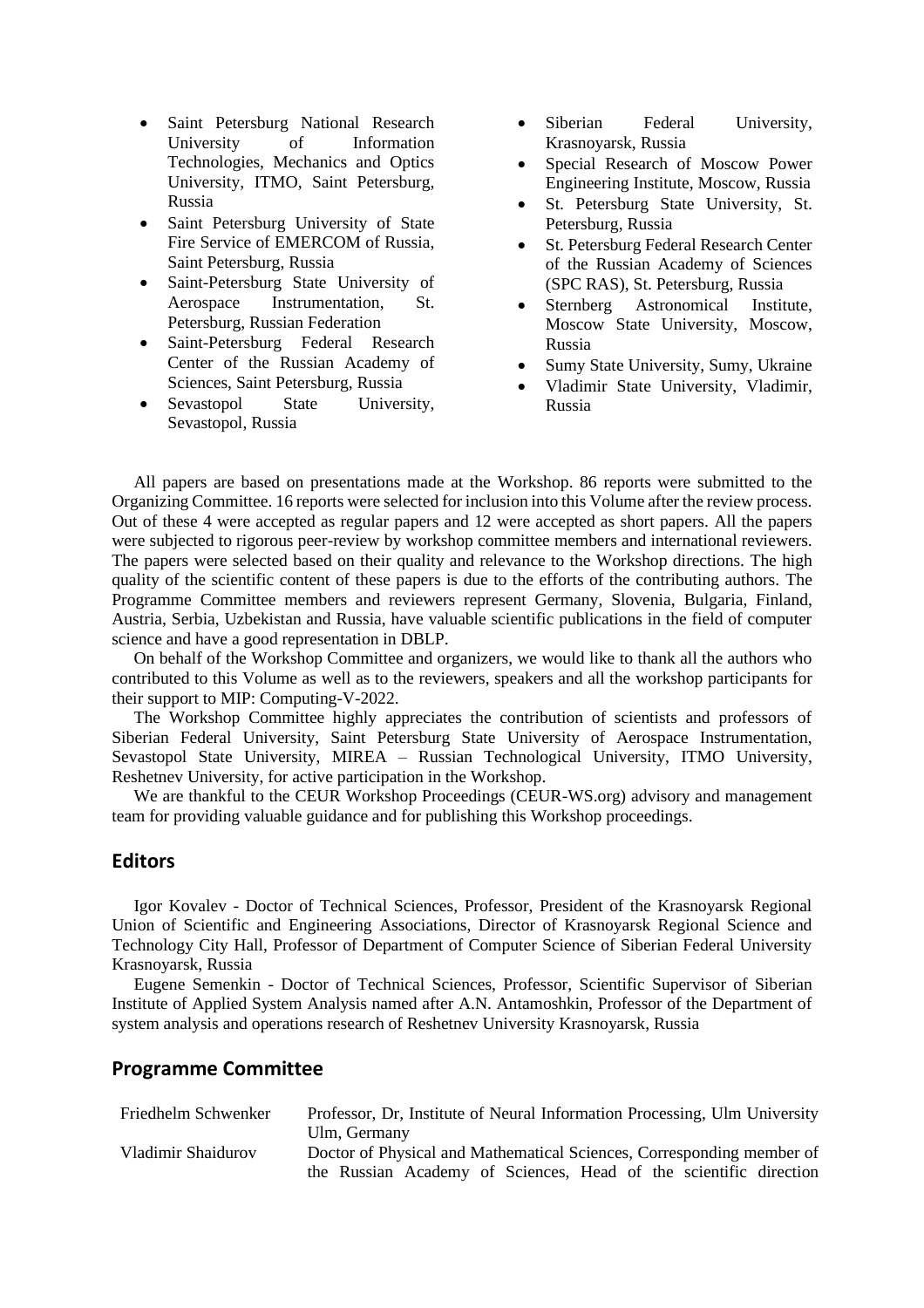- Saint Petersburg National Research University of Information Technologies, Mechanics and Optics University, ITMO, Saint Petersburg, Russia
- Saint Petersburg University of State Fire Service of EMERCOM of Russia, Saint Petersburg, Russia
- Saint-Petersburg State University of Aerospace Instrumentation, St. Petersburg, Russian Federation
- Saint-Petersburg Federal Research Center of the Russian Academy of Sciences, Saint Petersburg, Russia
- Sevastopol State University, Sevastopol, Russia
- Siberian Federal University, Krasnoyarsk, Russia
- Special Research of Moscow Power Engineering Institute, Moscow, Russia
- St. Petersburg State University, St. Petersburg, Russia
- St. Petersburg Federal Research Center of the Russian Academy of Sciences (SPC RAS), St. Petersburg, Russia
- Sternberg Astronomical Institute, Moscow State University, Moscow, Russia
- Sumy State University, Sumy, Ukraine
- Vladimir State University, Vladimir, Russia

All papers are based on presentations made at the Workshop. 86 reports were submitted to the Organizing Committee. 16 reports were selected for inclusion into this Volume after the review process. Out of these 4 were accepted as regular papers and 12 were accepted as short papers. All the papers were subjected to rigorous peer-review by workshop committee members and international reviewers. The papers were selected based on their quality and relevance to the Workshop directions. The high quality of the scientific content of these papers is due to the efforts of the contributing authors. The Programme Committee members and reviewers represent Germany, Slovenia, Bulgaria, Finland, Austria, Serbia, Uzbekistan and Russia, have valuable scientific publications in the field of computer science and have a good representation in DBLP.

On behalf of the Workshop Committee and organizers, we would like to thank all the authors who contributed to this Volume as well as to the reviewers, speakers and all the workshop participants for their support to MIP: Computing-V-2022.

The Workshop Committee highly appreciates the contribution of scientists and professors of Siberian Federal University, Saint Petersburg State University of Aerospace Instrumentation, Sevastopol State University, MIREA – Russian Technological University, ITMO University, Reshetnev University, for active participation in the Workshop.

We are thankful to the CEUR Workshop Proceedings (CEUR-WS.org) advisory and management team for providing valuable guidance and for publishing this Workshop proceedings.

## Editors

Igor Kovalev - Doctor of Technical Sciences, Professor, President of the Krasnoyarsk Regional Union of Scientific and Engineering Associations, Director of Krasnoyarsk Regional Science and Technology City Hall, Professor of Department of Computer Science of Siberian Federal University Krasnoyarsk, Russia

Eugene Semenkin - Doctor of Technical Sciences, Professor, Scientific Supervisor of Siberian Institute of Applied System Analysis named after A.N. Antamoshkin, Professor of the Department of system analysis and operations research of Reshetnev University Krasnoyarsk, Russia

## Programme Committee

| | |
|---|---|
| Friedhelm Schwenker | Professor, Dr, Institute of Neural Information Processing, Ulm University Ulm, Germany |
| Vladimir Shaidurov | Doctor of Physical and Mathematical Sciences, Corresponding member of the Russian Academy of Sciences, Head of the scientific direction |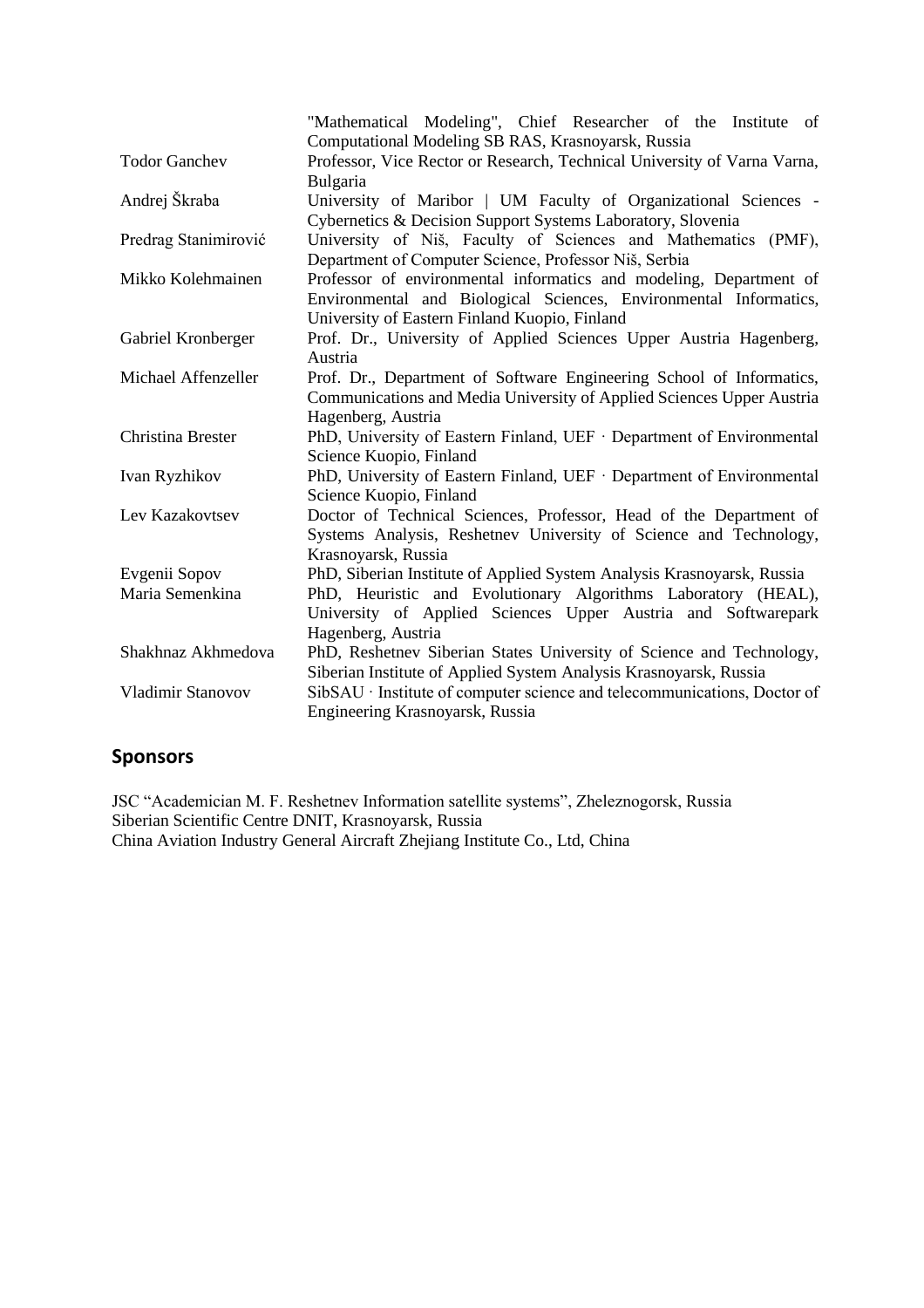| | |
|---|---|
| | "Mathematical Modeling", Chief Researcher of the Institute of Computational Modeling SB RAS, Krasnoyarsk, Russia |
| Todor Ganchev | Professor, Vice Rector or Research, Technical University of Varna Varna, Bulgaria |
| Andrej Škraba | University of Maribor \| UM Faculty of Organizational Sciences - Cybernetics & Decision Support Systems Laboratory, Slovenia |
| Predrag Stanimirović | University of Niš, Faculty of Sciences and Mathematics (PMF), Department of Computer Science, Professor Niš, Serbia |
| Mikko Kolehmainen | Professor of environmental informatics and modeling, Department of Environmental and Biological Sciences, Environmental Informatics, University of Eastern Finland Kuopio, Finland |
| Gabriel Kronberger | Prof. Dr., University of Applied Sciences Upper Austria Hagenberg, Austria |
| Michael Affenzeller | Prof. Dr., Department of Software Engineering School of Informatics, Communications and Media University of Applied Sciences Upper Austria Hagenberg, Austria |
| Christina Brester | PhD, University of Eastern Finland, UEF · Department of Environmental Science Kuopio, Finland |
| Ivan Ryzhikov | PhD, University of Eastern Finland, UEF · Department of Environmental Science Kuopio, Finland |
| Lev Kazakovtsev | Doctor of Technical Sciences, Professor, Head of the Department of Systems Analysis, Reshetnev University of Science and Technology, Krasnoyarsk, Russia |
| Evgenii Sopov | PhD, Siberian Institute of Applied System Analysis Krasnoyarsk, Russia |
| Maria Semenkina | PhD, Heuristic and Evolutionary Algorithms Laboratory (HEAL), University of Applied Sciences Upper Austria and Softwarepark Hagenberg, Austria |
| Shakhnaz Akhmedova | PhD, Reshetnev Siberian States University of Science and Technology, Siberian Institute of Applied System Analysis Krasnoyarsk, Russia |
| Vladimir Stanovov | SibSAU · Institute of computer science and telecommunications, Doctor of Engineering Krasnoyarsk, Russia |

## Sponsors

JSC "Academician M. F. Reshetnev Information satellite systems", Zheleznogorsk, Russia
Siberian Scientific Centre DNIT, Krasnoyarsk, Russia
China Aviation Industry General Aircraft Zhejiang Institute Co., Ltd, China